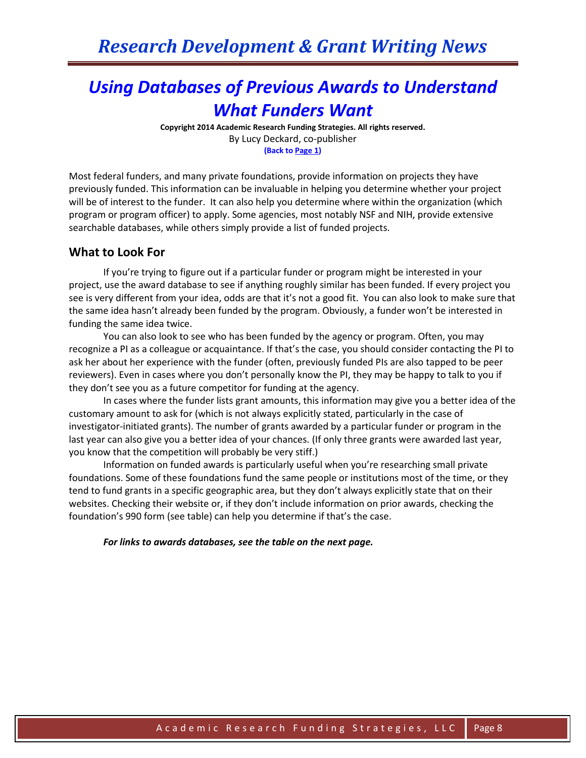# Using Databases of Previous Awards to Understand What Funders Want

**Copyright 2014 Academic Research Funding Strategies. All rights reserved.**

By Lucy Deckard, co-publisher

**(Back to Page 1)**

Most federal funders, and many private foundations, provide information on projects they have previously funded. This information can be invaluable in helping you determine whether your project will be of interest to the funder. It can also help you determine where within the organization (which program or program officer) to apply. Some agencies, most notably NSF and NIH, provide extensive searchable databases, while others simply provide a list of funded projects.

## What to Look For

If you're trying to figure out if a particular funder or program might be interested in your project, use the award database to see if anything roughly similar has been funded. If every project you see is very different from your idea, odds are that it's not a good fit. You can also look to make sure that the same idea hasn't already been funded by the program. Obviously, a funder won't be interested in funding the same idea twice.

You can also look to see who has been funded by the agency or program. Often, you may recognize a PI as a colleague or acquaintance. If that's the case, you should consider contacting the PI to ask her about her experience with the funder (often, previously funded PIs are also tapped to be peer reviewers). Even in cases where you don't personally know the PI, they may be happy to talk to you if they don't see you as a future competitor for funding at the agency.

In cases where the funder lists grant amounts, this information may give you a better idea of the customary amount to ask for (which is not always explicitly stated, particularly in the case of investigator-initiated grants). The number of grants awarded by a particular funder or program in the last year can also give you a better idea of your chances. (If only three grants were awarded last year, you know that the competition will probably be very stiff.)

Information on funded awards is particularly useful when you're researching small private foundations. Some of these foundations fund the same people or institutions most of the time, or they tend to fund grants in a specific geographic area, but they don't always explicitly state that on their websites. Checking their website or, if they don't include information on prior awards, checking the foundation's 990 form (see table) can help you determine if that's the case.

***For links to awards databases, see the table on the next page.***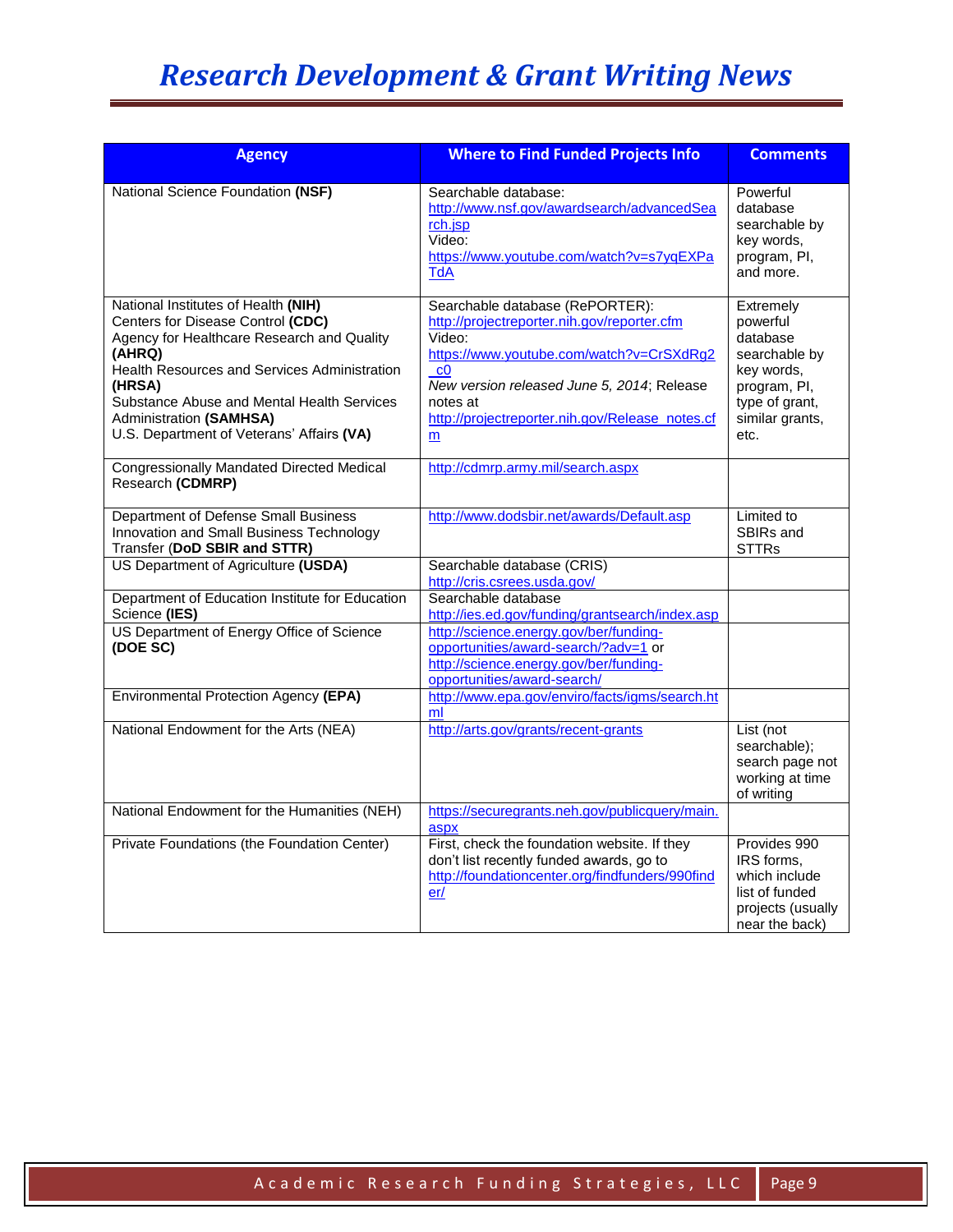| Agency | Where to Find Funded Projects Info | Comments |
|---|---|---|
| National Science Foundation **(NSF)** | Searchable database: http://www.nsf.gov/awardsearch/advancedSearch.jsp Video: https://www.youtube.com/watch?v=s7yqEXPaTdA | Powerful database searchable by key words, program, PI, and more. |
| National Institutes of Health **(NIH)** Centers for Disease Control **(CDC)** Agency for Healthcare Research and Quality **(AHRQ)** Health Resources and Services Administration **(HRSA)** Substance Abuse and Mental Health Services Administration **(SAMHSA)** U.S. Department of Veterans' Affairs **(VA)** | Searchable database (RePORTER): http://projectreporter.nih.gov/reporter.cfm Video: https://www.youtube.com/watch?v=CrSXdRg2_c0 *New version released June 5, 2014*; Release notes at http://projectreporter.nih.gov/Release_notes.cfm | Extremely powerful database searchable by key words, program, PI, type of grant, similar grants, etc. |
| Congressionally Mandated Directed Medical Research **(CDMRP)** | http://cdmrp.army.mil/search.aspx | |
| Department of Defense Small Business Innovation and Small Business Technology Transfer (**DoD SBIR and STTR)** | http://www.dodsbir.net/awards/Default.asp | Limited to SBIRs and STTRs |
| US Department of Agriculture **(USDA)** | Searchable database (CRIS) http://cris.csrees.usda.gov/ | |
| Department of Education Institute for Education Science **(IES)** | Searchable database http://ies.ed.gov/funding/grantsearch/index.asp | |
| US Department of Energy Office of Science **(DOE SC)** | http://science.energy.gov/ber/funding-opportunities/award-search/?adv=1 or http://science.energy.gov/ber/funding-opportunities/award-search/ | |
| Environmental Protection Agency **(EPA)** | http://www.epa.gov/enviro/facts/igms/search.html | |
| National Endowment for the Arts (NEA) | http://arts.gov/grants/recent-grants | List (not searchable); search page not working at time of writing |
| National Endowment for the Humanities (NEH) | https://securegrants.neh.gov/publicquery/main.aspx | |
| Private Foundations (the Foundation Center) | First, check the foundation website. If they don't list recently funded awards, go to http://foundationcenter.org/findfunders/990finder/ | Provides 990 IRS forms, which include list of funded projects (usually near the back) |